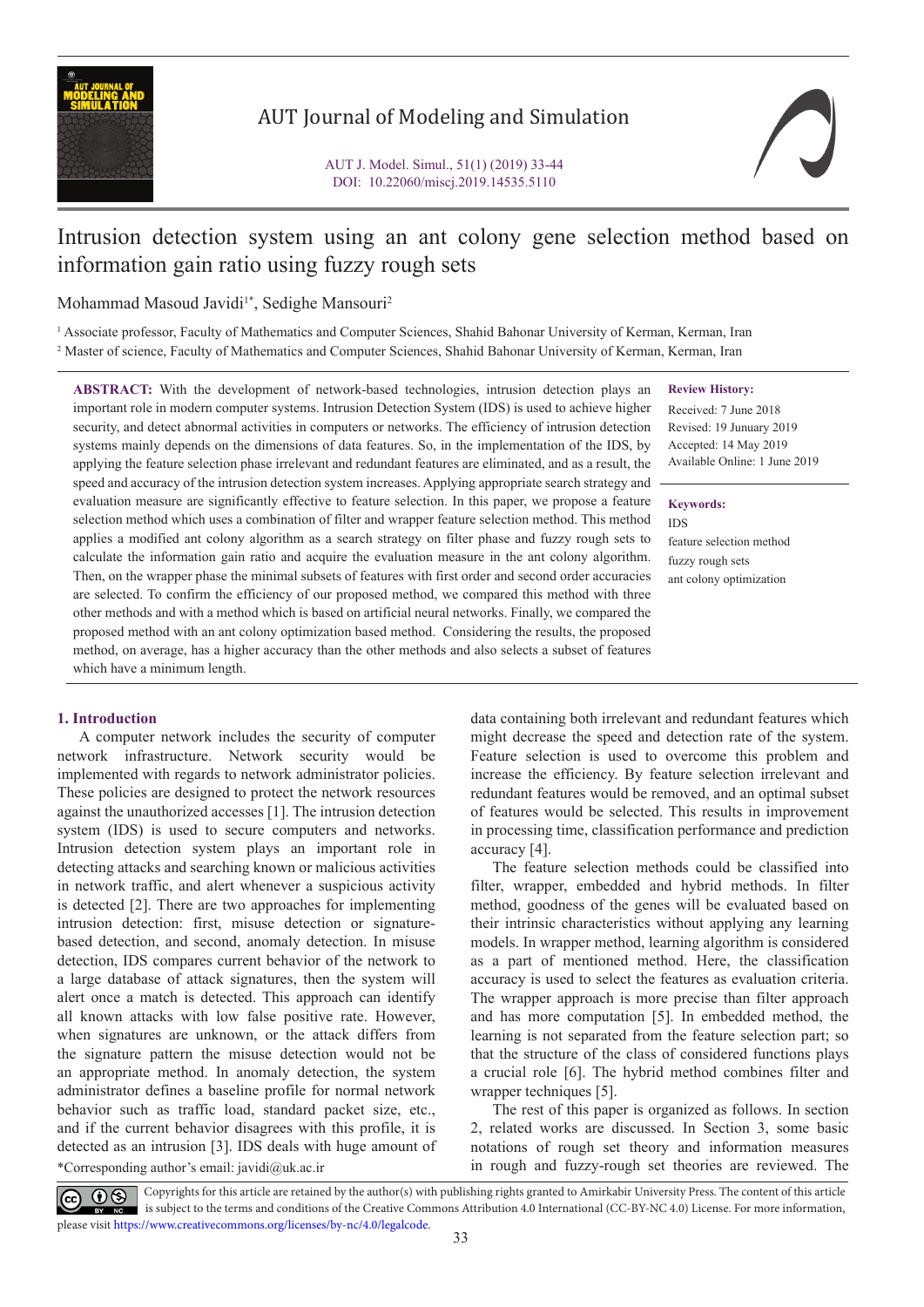# Intrusion detection system using an ant colony gene selection method based on information gain ratio using fuzzy rough sets

Mohammad Masoud Javidi[1*], Sedighe Mansouri[2]

[1] Associate professor, Faculty of Mathematics and Computer Sciences, Shahid Bahonar University of Kerman, Kerman, Iran

[2] Master of science, Faculty of Mathematics and Computer Sciences, Shahid Bahonar University of Kerman, Kerman, Iran

**ABSTRACT:** With the development of network-based technologies, intrusion detection plays an important role in modern computer systems. Intrusion Detection System (IDS) is used to achieve higher security, and detect abnormal activities in computers or networks. The efficiency of intrusion detection systems mainly depends on the dimensions of data features. So, in the implementation of the IDS, by applying the feature selection phase irrelevant and redundant features are eliminated, and as a result, the speed and accuracy of the intrusion detection system increases. Applying appropriate search strategy and evaluation measure are significantly effective to feature selection. In this paper, we propose a feature selection method which uses a combination of filter and wrapper feature selection method. This method applies a modified ant colony algorithm as a search strategy on filter phase and fuzzy rough sets to calculate the information gain ratio and acquire the evaluation measure in the ant colony algorithm. Then, on the wrapper phase the minimal subsets of features with first order and second order accuracies are selected. To confirm the efficiency of our proposed method, we compared this method with three other methods and with a method which is based on artificial neural networks. Finally, we compared the proposed method with an ant colony optimization based method. Considering the results, the proposed method, on average, has a higher accuracy than the other methods and also selects a subset of features which have a minimum length.

**Review History:**

Received: 7 June 2018
Revised: 19 Junuary 2019
Accepted: 14 May 2019
Available Online: 1 June 2019

**Keywords:**

IDS
feature selection method
fuzzy rough sets
ant colony optimization

## 1. Introduction

A computer network includes the security of computer network infrastructure. Network security would be implemented with regards to network administrator policies. These policies are designed to protect the network resources against the unauthorized accesses [1]. The intrusion detection system (IDS) is used to secure computers and networks. Intrusion detection system plays an important role in detecting attacks and searching known or malicious activities in network traffic, and alert whenever a suspicious activity is detected [2]. There are two approaches for implementing intrusion detection: first, misuse detection or signature-based detection, and second, anomaly detection. In misuse detection, IDS compares current behavior of the network to a large database of attack signatures, then the system will alert once a match is detected. This approach can identify all known attacks with low false positive rate. However, when signatures are unknown, or the attack differs from the signature pattern the misuse detection would not be an appropriate method. In anomaly detection, the system administrator defines a baseline profile for normal network behavior such as traffic load, standard packet size, etc., and if the current behavior disagrees with this profile, it is detected as an intrusion [3]. IDS deals with huge amount of data containing both irrelevant and redundant features which might decrease the speed and detection rate of the system. Feature selection is used to overcome this problem and increase the efficiency. By feature selection irrelevant and redundant features would be removed, and an optimal subset of features would be selected. This results in improvement in processing time, classification performance and prediction accuracy [4].

The feature selection methods could be classified into filter, wrapper, embedded and hybrid methods. In filter method, goodness of the genes will be evaluated based on their intrinsic characteristics without applying any learning models. In wrapper method, learning algorithm is considered as a part of mentioned method. Here, the classification accuracy is used to select the features as evaluation criteria. The wrapper approach is more precise than filter approach and has more computation [5]. In embedded method, the learning is not separated from the feature selection part; so that the structure of the class of considered functions plays a crucial role [6]. The hybrid method combines filter and wrapper techniques [5].

The rest of this paper is organized as follows. In section 2, related works are discussed. In Section 3, some basic notations of rough set theory and information measures in rough and fuzzy-rough set theories are reviewed. The

*Corresponding author's email: javidi@uk.ac.ir

Copyrights for this article are retained by the author(s) with publishing rights granted to Amirkabir University Press. The content of this article is subject to the terms and conditions of the Creative Commons Attribution 4.0 International (CC-BY-NC 4.0) License. For more information, please visit https://www.creativecommons.org/licenses/by-nc/4.0/legalcode.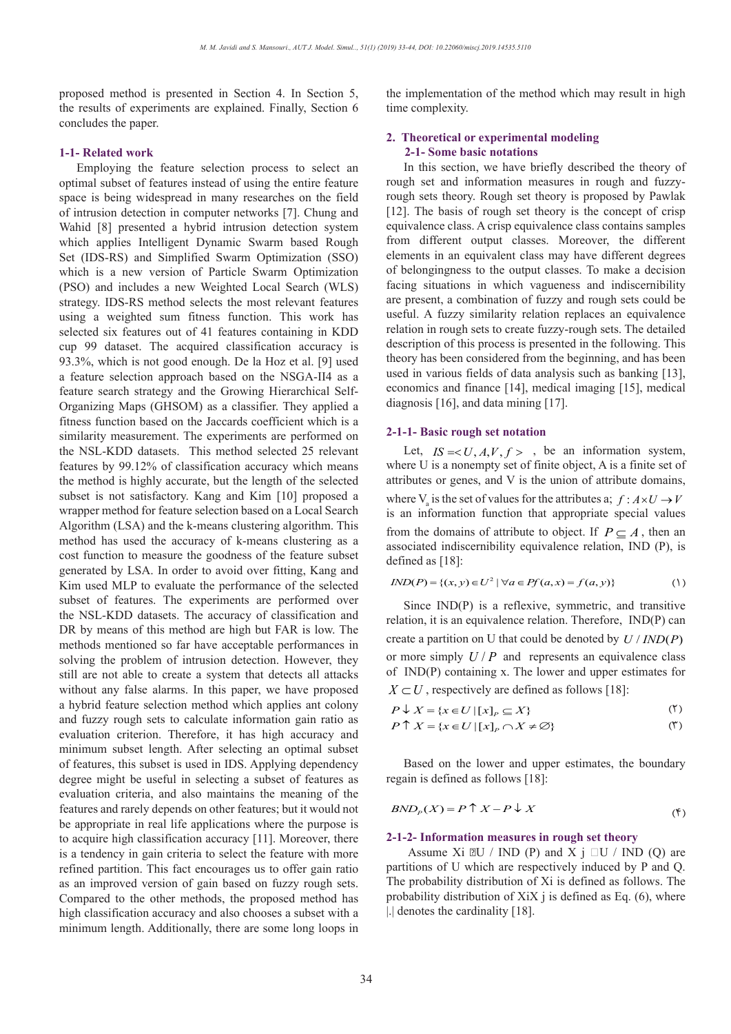proposed method is presented in Section 4. In Section 5, the results of experiments are explained. Finally, Section 6 concludes the paper.

### 1-1- Related work

Employing the feature selection process to select an optimal subset of features instead of using the entire feature space is being widespread in many researches on the field of intrusion detection in computer networks [7]. Chung and Wahid [8] presented a hybrid intrusion detection system which applies Intelligent Dynamic Swarm based Rough Set (IDS-RS) and Simplified Swarm Optimization (SSO) which is a new version of Particle Swarm Optimization (PSO) and includes a new Weighted Local Search (WLS) strategy. IDS-RS method selects the most relevant features using a weighted sum fitness function. This work has selected six features out of 41 features containing in KDD cup 99 dataset. The acquired classification accuracy is 93.3%, which is not good enough. De la Hoz et al. [9] used a feature selection approach based on the NSGA-II4 as a feature search strategy and the Growing Hierarchical Self-Organizing Maps (GHSOM) as a classifier. They applied a fitness function based on the Jaccards coefficient which is a similarity measurement. The experiments are performed on the NSL-KDD datasets. This method selected 25 relevant features by 99.12% of classification accuracy which means the method is highly accurate, but the length of the selected subset is not satisfactory. Kang and Kim [10] proposed a wrapper method for feature selection based on a Local Search Algorithm (LSA) and the k-means clustering algorithm. This method has used the accuracy of k-means clustering as a cost function to measure the goodness of the feature subset generated by LSA. In order to avoid over fitting, Kang and Kim used MLP to evaluate the performance of the selected subset of features. The experiments are performed over the NSL-KDD datasets. The accuracy of classification and DR by means of this method are high but FAR is low. The methods mentioned so far have acceptable performances in solving the problem of intrusion detection. However, they still are not able to create a system that detects all attacks without any false alarms. In this paper, we have proposed a hybrid feature selection method which applies ant colony and fuzzy rough sets to calculate information gain ratio as evaluation criterion. Therefore, it has high accuracy and minimum subset length. After selecting an optimal subset of features, this subset is used in IDS. Applying dependency degree might be useful in selecting a subset of features as evaluation criteria, and also maintains the meaning of the features and rarely depends on other features; but it would not be appropriate in real life applications where the purpose is to acquire high classification accuracy [11]. Moreover, there is a tendency in gain criteria to select the feature with more refined partition. This fact encourages us to offer gain ratio as an improved version of gain based on fuzzy rough sets. Compared to the other methods, the proposed method has high classification accuracy and also chooses a subset with a minimum length. Additionally, there are some long loops in the implementation of the method which may result in high time complexity.

## 2. Theoretical or experimental modeling

### 2-1- Some basic notations

In this section, we have briefly described the theory of rough set and information measures in rough and fuzzy-rough sets theory. Rough set theory is proposed by Pawlak [12]. The basis of rough set theory is the concept of crisp equivalence class. A crisp equivalence class contains samples from different output classes. Moreover, the different elements in an equivalent class may have different degrees of belongingness to the output classes. To make a decision facing situations in which vagueness and indiscernibility are present, a combination of fuzzy and rough sets could be useful. A fuzzy similarity relation replaces an equivalence relation in rough sets to create fuzzy-rough sets. The detailed description of this process is presented in the following. This theory has been considered from the beginning, and has been used in various fields of data analysis such as banking [13], economics and finance [14], medical imaging [15], medical diagnosis [16], and data mining [17].

### 2-1-1- Basic rough set notation

Let, $IS = <U, A, V, f>$, be an information system, where U is a nonempty set of finite object, A is a finite set of attributes or genes, and V is the union of attribute domains, where $V_a$ is the set of values for the attributes a; $f : A \times U \rightarrow V$ is an information function that appropriate special values from the domains of attribute to object. If $P \subseteq A$, then an associated indiscernibility equivalence relation, IND (P), is defined as [18]:

$$IND(P) = \{(x, y) \in U^2 \mid \forall a \in P f(a, x) = f(a, y)\} \quad (1)$$

Since IND(P) is a reflexive, symmetric, and transitive relation, it is an equivalence relation. Therefore, IND(P) can create a partition on U that could be denoted by $U / IND(P)$ or more simply $U / P$ and represents an equivalence class of IND(P) containing x. The lower and upper estimates for $X \subset U$, respectively are defined as follows [18]:

$$P \downarrow X = \{x \in U \mid [x]_P \subseteq X\} \quad (2)$$

$$P \uparrow X = \{x \in U \mid [x]_P \cap X \neq \varnothing\} \quad (3)$$

Based on the lower and upper estimates, the boundary regain is defined as follows [18]:

$$BND_P(X) = P \uparrow X - P \downarrow X \quad (4)$$

### 2-1-2- Information measures in rough set theory

Assume Xi ∈U / IND (P) and X j ∈U / IND (Q) are partitions of U which are respectively induced by P and Q. The probability distribution of Xi is defined as follows. The probability distribution of XiX j is defined as Eq. (6), where |.| denotes the cardinality [18].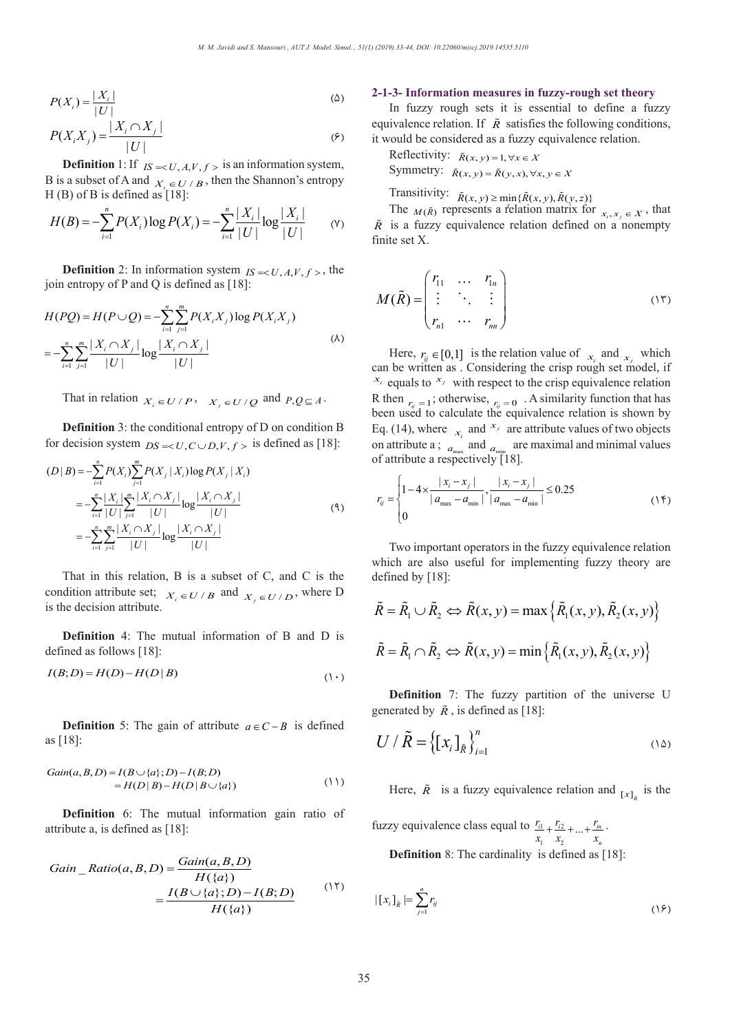$$P(X_i) = \frac{|X_i|}{|U|} \tag{5}$$

$$P(X_i X_j) = \frac{|X_i \cap X_j|}{|U|} \tag{6}$$

**Definition** 1: If $IS = < U, A, V, f >$ is an information system, B is a subset of A and $X_i \in U / B$, then the Shannon's entropy H (B) of B is defined as [18]:

$$H(B) = -\sum_{i=1}^{n} P(X_i) \log P(X_i) = -\sum_{i=1}^{n} \frac{|X_i|}{|U|} \log \frac{|X_i|}{|U|} \tag{7}$$

**Definition** 2: In information system $IS = < U, A, V, f >$, the join entropy of P and Q is defined as [18]:

$$\begin{aligned} H(PQ) = H(P \cup Q) &= -\sum_{i=1}^{n}\sum_{j=1}^{m} P(X_i X_j) \log P(X_i X_j) \\ &= -\sum_{i=1}^{n}\sum_{j=1}^{m} \frac{|X_i \cap X_j|}{|U|} \log \frac{|X_i \cap X_j|}{|U|} \end{aligned} \tag{8}$$

That in relation $X_i \in U / P$, $X_j \in U / Q$ and $P, Q \subseteq A$.

**Definition** 3: the conditional entropy of D on condition B for decision system $DS = < U, C \cup D, V, f >$ is defined as [18]:

$$\begin{aligned} (D \mid B) &= -\sum_{i=1}^{n} P(X_i) \sum_{j=1}^{m} P(X_j \mid X_i) \log P(X_j \mid X_i) \\ &= -\sum_{i=1}^{n} \frac{|X_i|}{|U|} \sum_{j=1}^{m} \frac{|X_i \cap X_j|}{|U|} \log \frac{|X_i \cap X_j|}{|U|} \\ &= -\sum_{i=1}^{n}\sum_{j=1}^{m} \frac{|X_i \cap X_j|}{|U|} \log \frac{|X_i \cap X_j|}{|U|} \end{aligned} \tag{9}$$

That in this relation, B is a subset of C, and C is the condition attribute set; $X_i \in U / B$ and $X_j \in U / D$, where D is the decision attribute.

**Definition** 4: The mutual information of B and D is defined as follows [18]:

$$I(B; D) = H(D) - H(D \mid B) \tag{10}$$

**Definition** 5: The gain of attribute $a \in C - B$ is defined as [18]:

$$\begin{aligned} Gain(a, B, D) &= I(B \cup \{a\}; D) - I(B; D) \\ &= H(D \mid B) - H(D \mid B \cup \{a\}) \end{aligned} \tag{11}$$

**Definition** 6: The mutual information gain ratio of attribute a, is defined as [18]:

$$\begin{aligned} Gain\_Ratio(a, B, D) &= \frac{Gain(a, B, D)}{H(\{a\})} \\ &= \frac{I(B \cup \{a\}; D) - I(B; D)}{H(\{a\})} \end{aligned} \tag{12}$$

### 2-1-3- Information measures in fuzzy-rough set theory

In fuzzy rough sets it is essential to define a fuzzy equivalence relation. If $\tilde{R}$ satisfies the following conditions, it would be considered as a fuzzy equivalence relation.

Reflectivity: $\tilde{R}(x, y) = 1, \forall x \in X$

Symmetry: $\tilde{R}(x, y) = \tilde{R}(y, x), \forall x, y \in X$

Transitivity: $\tilde{R}(x, y) \geq \min\{\tilde{R}(x, y), \tilde{R}(y, z)\}$

The $M(\tilde{R})$ represents a relation matrix for $x_i, x_j \in X$, that $\tilde{R}$ is a fuzzy equivalence relation defined on a nonempty finite set X.

$$M(\tilde{R}) = \begin{pmatrix} r_{11} & \cdots & r_{1n} \\ \vdots & \ddots & \vdots \\ r_{n1} & \cdots & r_{nn} \end{pmatrix} \tag{13}$$

Here, $r_{ij} \in [0,1]$ is the relation value of $x_i$ and $x_j$ which can be written as . Considering the crisp rough set model, if $x_i$ equals to $x_j$ with respect to the crisp equivalence relation R then $r_{ij} = 1$; otherwise, $r_{ij} = 0$ . A similarity function that has been used to calculate the equivalence relation is shown by Eq. (14), where $x_i$ and $x_j$ are attribute values of two objects on attribute a ; $a_{\max}$ and $a_{\min}$ are maximal and minimal values of attribute a respectively [18].

$$r_{ij} = \begin{cases} 1 - 4 \times \dfrac{|x_i - x_j|}{|a_{\max} - a_{\min}|}, & \dfrac{|x_i - x_j|}{|a_{\max} - a_{\min}|} \leq 0.25 \\ 0 & \end{cases} \tag{14}$$

Two important operators in the fuzzy equivalence relation which are also useful for implementing fuzzy theory are defined by [18]:

$$\tilde{R} = \tilde{R}_1 \cup \tilde{R}_2 \Leftrightarrow \tilde{R}(x, y) = \max\left\{\tilde{R}_1(x, y), \tilde{R}_2(x, y)\right\}$$

$$\tilde{R} = \tilde{R}_1 \cap \tilde{R}_2 \Leftrightarrow \tilde{R}(x, y) = \min\left\{\tilde{R}_1(x, y), \tilde{R}_2(x, y)\right\}$$

**Definition** 7: The fuzzy partition of the universe U generated by $\tilde{R}$ , is defined as [18]:

$$U / \tilde{R} = \left\{[x_i]_{\tilde{R}}\right\}_{i=1}^{n} \tag{15}$$

Here, $\tilde{R}$ is a fuzzy equivalence relation and $[x]_{\tilde{R}}$ is the fuzzy equivalence class equal to $\frac{r_{i1}}{x_1} + \frac{r_{i2}}{x_2} + \ldots + \frac{r_{in}}{x_n}$.

**Definition** 8: The cardinality is defined as [18]:

$$|[x_i]_{\tilde{R}}| = \sum_{j=1}^{n} r_{ij} \tag{16}$$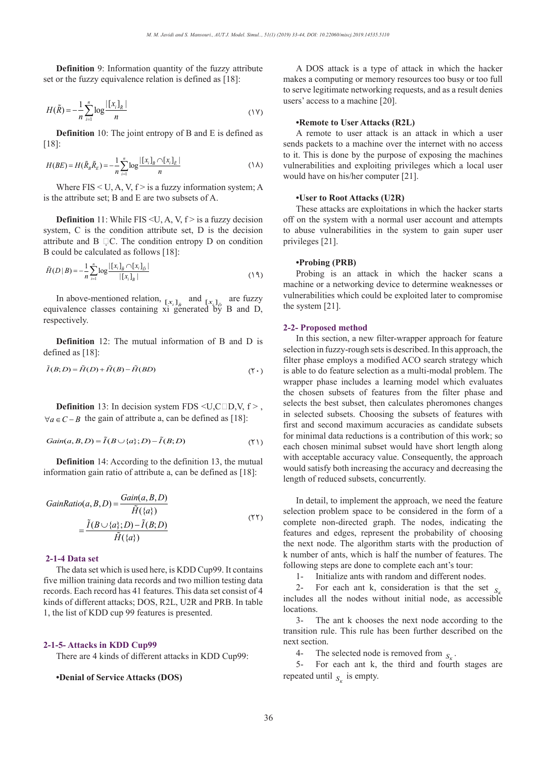**Definition** 9: Information quantity of the fuzzy attribute set or the fuzzy equivalence relation is defined as [18]:

$$H(\tilde{R}) = -\frac{1}{n}\sum_{i=1}^{n}\log\frac{|[x_i]_{\tilde{R}}|}{n} \tag{17}$$

**Definition** 10: The joint entropy of B and E is defined as [18]:

$$H(BE) = H(\tilde{R}_B\tilde{R}_E) = -\frac{1}{n}\sum_{i=1}^{n}\log\frac{|[x_i]_{\tilde{B}} \cap [x_i]_{\tilde{E}}|}{n} \tag{18}$$

Where FIS < U, A, V, f > is a fuzzy information system; A is the attribute set; B and E are two subsets of A.

**Definition** 11: While FIS <U, A, V, f > is a fuzzy decision system, C is the condition attribute set, D is the decision attribute and B ⊆C. The condition entropy D on condition B could be calculated as follows [18]:

$$\tilde{H}(D \mid B) = -\frac{1}{n}\sum_{i=1}^{n}\log\frac{|[x_i]_{\tilde{B}} \cap [x_i]_{\tilde{D}}|}{|[x_i]_{\tilde{B}}|} \tag{19}$$

In above-mentioned relation, $[x_i]_{\tilde{B}}$ and $[x_i]_{\tilde{D}}$ are fuzzy equivalence classes containing xi generated by B and D, respectively.

**Definition** 12: The mutual information of B and D is defined as [18]:

$$\tilde{I}(B;D) = \tilde{H}(D) + \tilde{H}(B) - \tilde{H}(BD) \tag{20}$$

**Definition** 13: In decision system FDS <U,C∪D,V, f > , $\forall a \in C - B$ the gain of attribute a, can be defined as [18]:

$$Gain(a, B, D) = \tilde{I}(B \cup \{a\}; D) - \tilde{I}(B; D) \tag{21}$$

**Definition** 14: According to the definition 13, the mutual information gain ratio of attribute a, can be defined as [18]:

$$GainRatio(a, B, D) = \frac{Gain(a, B, D)}{\tilde{H}(\{a\})} = \frac{\tilde{I}(B \cup \{a\}; D) - \tilde{I}(B; D)}{\tilde{H}(\{a\})} \tag{22}$$

### 2-1-4 Data set

The data set which is used here, is KDD Cup99. It contains five million training data records and two million testing data records. Each record has 41 features. This data set consist of 4 kinds of different attacks; DOS, R2L, U2R and PRB. In table 1, the list of KDD cup 99 features is presented.

### 2-1-5- Attacks in KDD Cup99

There are 4 kinds of different attacks in KDD Cup99:

**•Denial of Service Attacks (DOS)**

A DOS attack is a type of attack in which the hacker makes a computing or memory resources too busy or too full to serve legitimate networking requests, and as a result denies users' access to a machine [20].

**•Remote to User Attacks (R2L)**

A remote to user attack is an attack in which a user sends packets to a machine over the internet with no access to it. This is done by the purpose of exposing the machines vulnerabilities and exploiting privileges which a local user would have on his/her computer [21].

**•User to Root Attacks (U2R)**

These attacks are exploitations in which the hacker starts off on the system with a normal user account and attempts to abuse vulnerabilities in the system to gain super user privileges [21].

**•Probing (PRB)**

Probing is an attack in which the hacker scans a machine or a networking device to determine weaknesses or vulnerabilities which could be exploited later to compromise the system [21].

## 2-2- Proposed method

In this section, a new filter-wrapper approach for feature selection in fuzzy-rough sets is described. In this approach, the filter phase employs a modified ACO search strategy which is able to do feature selection as a multi-modal problem. The wrapper phase includes a learning model which evaluates the chosen subsets of features from the filter phase and selects the best subset, then calculates pheromones changes in selected subsets. Choosing the subsets of features with first and second maximum accuracies as candidate subsets for minimal data reductions is a contribution of this work; so each chosen minimal subset would have short length along with acceptable accuracy value. Consequently, the approach would satisfy both increasing the accuracy and decreasing the length of reduced subsets, concurrently.

In detail, to implement the approach, we need the feature selection problem space to be considered in the form of a complete non-directed graph. The nodes, indicating the features and edges, represent the probability of choosing the next node. The algorithm starts with the production of k number of ants, which is half the number of features. The following steps are done to complete each ant's tour:

1- Initialize ants with random and different nodes.

2- For each ant k, consideration is that the set $S_K$ includes all the nodes without initial node, as accessible locations.

3- The ant k chooses the next node according to the transition rule. This rule has been further described on the next section.

4- The selected node is removed from $S_K$.

5- For each ant k, the third and fourth stages are repeated until $S_K$ is empty.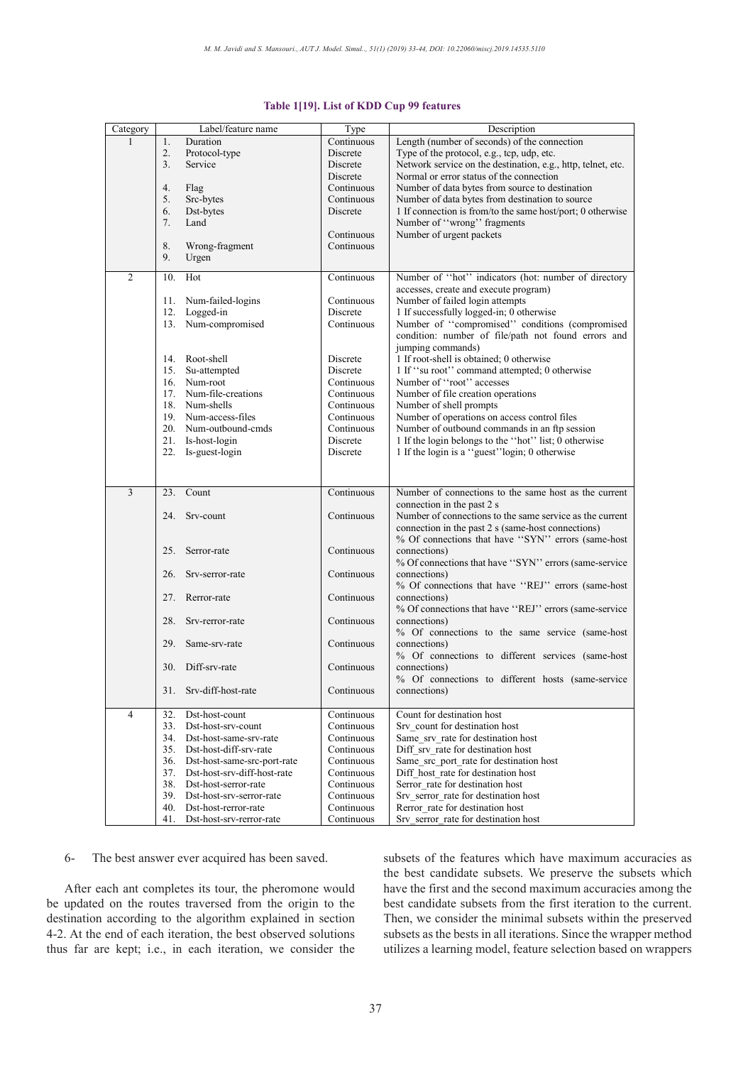**Table 1[19]. List of KDD Cup 99 features**

| Category | Label/feature name | Type | Description |
|---|---|---|---|
| 1 | 1. Duration | Continuous | Length (number of seconds) of the connection |
| | 2. Protocol-type | Discrete | Type of the protocol, e.g., tcp, udp, etc. |
| | 3. Service | Discrete | Network service on the destination, e.g., http, telnet, etc. |
| | | Discrete | Normal or error status of the connection |
| | 4. Flag | Continuous | Number of data bytes from source to destination |
| | 5. Src-bytes | Continuous | Number of data bytes from destination to source |
| | 6. Dst-bytes | Discrete | 1 If connection is from/to the same host/port; 0 otherwise |
| | 7. Land | | Number of ''wrong'' fragments |
| | | Continuous | Number of urgent packets |
| | 8. Wrong-fragment | Continuous | |
| | 9. Urgen | | |
| 2 | 10. Hot | Continuous | Number of ''hot'' indicators (hot: number of directory accesses, create and execute program) |
| | 11. Num-failed-logins | Continuous | Number of failed login attempts |
| | 12. Logged-in | Discrete | 1 If successfully logged-in; 0 otherwise |
| | 13. Num-compromised | Continuous | Number of ''compromised'' conditions (compromised condition: number of file/path not found errors and jumping commands) |
| | 14. Root-shell | Discrete | 1 If root-shell is obtained; 0 otherwise |
| | 15. Su-attempted | Discrete | 1 If ''su root'' command attempted; 0 otherwise |
| | 16. Num-root | Continuous | Number of ''root'' accesses |
| | 17. Num-file-creations | Continuous | Number of file creation operations |
| | 18. Num-shells | Continuous | Number of shell prompts |
| | 19. Num-access-files | Continuous | Number of operations on access control files |
| | 20. Num-outbound-cmds | Continuous | Number of outbound commands in an ftp session |
| | 21. Is-host-login | Discrete | 1 If the login belongs to the ''hot'' list; 0 otherwise |
| | 22. Is-guest-login | Discrete | 1 If the login is a ''guest''login; 0 otherwise |
| 3 | 23. Count | Continuous | Number of connections to the same host as the current connection in the past 2 s |
| | 24. Srv-count | Continuous | Number of connections to the same service as the current connection in the past 2 s (same-host connections) |
| | 25. Serror-rate | Continuous | % Of connections that have ''SYN'' errors (same-host connections) |
| | 26. Srv-serror-rate | Continuous | % Of connections that have ''SYN'' errors (same-service connections) |
| | 27. Rerror-rate | Continuous | % Of connections that have ''REJ'' errors (same-host connections) |
| | 28. Srv-rerror-rate | Continuous | % Of connections that have ''REJ'' errors (same-service connections) |
| | 29. Same-srv-rate | Continuous | % Of connections to the same service (same-host connections) |
| | 30. Diff-srv-rate | Continuous | % Of connections to different services (same-host connections) |
| | 31. Srv-diff-host-rate | Continuous | % Of connections to different hosts (same-service connections) |
| 4 | 32. Dst-host-count | Continuous | Count for destination host |
| | 33. Dst-host-srv-count | Continuous | Srv_count for destination host |
| | 34. Dst-host-same-srv-rate | Continuous | Same_srv_rate for destination host |
| | 35. Dst-host-diff-srv-rate | Continuous | Diff_srv_rate for destination host |
| | 36. Dst-host-same-src-port-rate | Continuous | Same_src_port_rate for destination host |
| | 37. Dst-host-srv-diff-host-rate | Continuous | Diff_host_rate for destination host |
| | 38. Dst-host-serror-rate | Continuous | Serror_rate for destination host |
| | 39. Dst-host-srv-serror-rate | Continuous | Srv_serror_rate for destination host |
| | 40. Dst-host-rerror-rate | Continuous | Rerror_rate for destination host |
| | 41. Dst-host-srv-rerror-rate | Continuous | Srv_serror_rate for destination host |

6- The best answer ever acquired has been saved.

After each ant completes its tour, the pheromone would be updated on the routes traversed from the origin to the destination according to the algorithm explained in section 4-2. At the end of each iteration, the best observed solutions thus far are kept; i.e., in each iteration, we consider the subsets of the features which have maximum accuracies as the best candidate subsets. We preserve the subsets which have the first and the second maximum accuracies among the best candidate subsets from the first iteration to the current. Then, we consider the minimal subsets within the preserved subsets as the bests in all iterations. Since the wrapper method utilizes a learning model, feature selection based on wrappers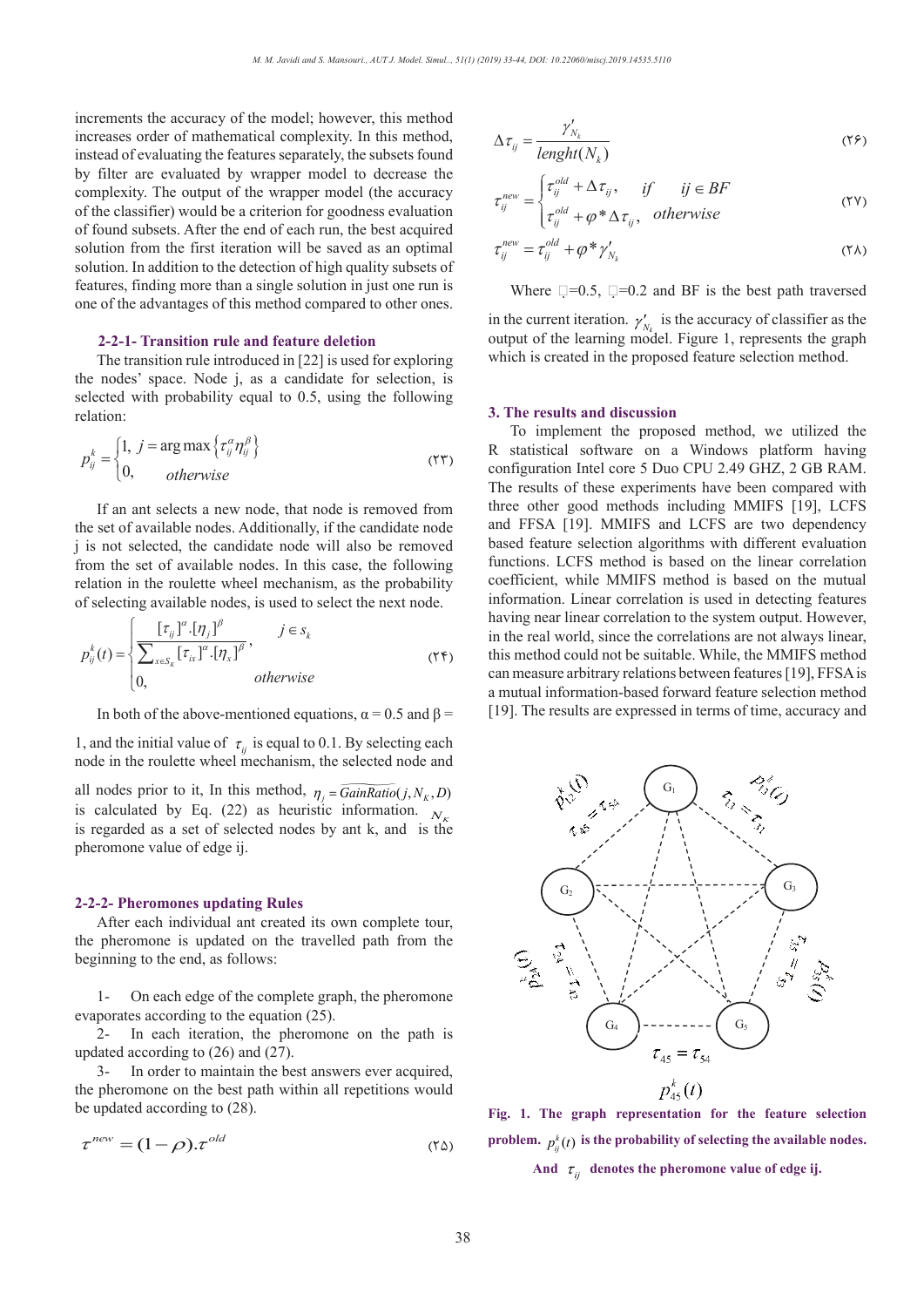increments the accuracy of the model; however, this method increases order of mathematical complexity. In this method, instead of evaluating the features separately, the subsets found by filter are evaluated by wrapper model to decrease the complexity. The output of the wrapper model (the accuracy of the classifier) would be a criterion for goodness evaluation of found subsets. After the end of each run, the best acquired solution from the first iteration will be saved as an optimal solution. In addition to the detection of high quality subsets of features, finding more than a single solution in just one run is one of the advantages of this method compared to other ones.

### 2-2-1- Transition rule and feature deletion

The transition rule introduced in [22] is used for exploring the nodes' space. Node j, as a candidate for selection, is selected with probability equal to 0.5, using the following relation:

$$p_{ij}^{k} = \begin{cases} 1, & j = \arg\max\left\{\tau_{ij}^{\alpha}\eta_{ij}^{\beta}\right\} \\ 0, & otherwise \end{cases} \qquad (23)$$

If an ant selects a new node, that node is removed from the set of available nodes. Additionally, if the candidate node j is not selected, the candidate node will also be removed from the set of available nodes. In this case, the following relation in the roulette wheel mechanism, as the probability of selecting available nodes, is used to select the next node.

$$p_{ij}^{k}(t) = \begin{cases} \dfrac{[\tau_{ij}]^{\alpha}.[\eta_{j}]^{\beta}}{\sum_{x \in S_k}[\tau_{ix}]^{\alpha}.[\eta_{x}]^{\beta}}, & j \in s_k \\ 0, & otherwise \end{cases} \qquad (24)$$

In both of the above-mentioned equations, α = 0.5 and β = 1, and the initial value of $\tau_{ij}$ is equal to 0.1. By selecting each node in the roulette wheel mechanism, the selected node and all nodes prior to it, In this method, $\eta_j = \widehat{GainRatio}(j, N_K, D)$ is calculated by Eq. (22) as heuristic information. $N_K$ is regarded as a set of selected nodes by ant k, and is the pheromone value of edge ij.

### 2-2-2- Pheromones updating Rules

After each individual ant created its own complete tour, the pheromone is updated on the travelled path from the beginning to the end, as follows:

1- On each edge of the complete graph, the pheromone evaporates according to the equation (25).

2- In each iteration, the pheromone on the path is updated according to (26) and (27).

3- In order to maintain the best answers ever acquired, the pheromone on the best path within all repetitions would be updated according to (28).

$$\tau^{new} = (1-\rho).\tau^{old} \qquad (25)$$

$$\Delta\tau_{ij} = \frac{\gamma'_{N_k}}{lenght(N_k)} \qquad (26)$$

$$\tau_{ij}^{new} = \begin{cases} \tau_{ij}^{old} + \Delta\tau_{ij}, & if \quad ij \in BF \\ \tau_{ij}^{old} + \varphi * \Delta\tau_{ij}, & otherwise \end{cases} \qquad (27)$$

$$\tau_{ij}^{new} = \tau_{ij}^{old} + \varphi * \gamma'_{N_k} \qquad (28)$$

Where ρ=0.5, φ=0.2 and BF is the best path traversed in the current iteration. $\gamma'_{N_k}$ is the accuracy of classifier as the output of the learning model. Figure 1, represents the graph which is created in the proposed feature selection method.

## 3. The results and discussion

To implement the proposed method, we utilized the R statistical software on a Windows platform having configuration Intel core 5 Duo CPU 2.49 GHZ, 2 GB RAM. The results of these experiments have been compared with three other good methods including MMIFS [19], LCFS and FFSA [19]. MMIFS and LCFS are two dependency based feature selection algorithms with different evaluation functions. LCFS method is based on the linear correlation coefficient, while MMIFS method is based on the mutual information. Linear correlation is used in detecting features having near linear correlation to the system output. However, in the real world, since the correlations are not always linear, this method could not be suitable. While, the MMIFS method can measure arbitrary relations between features [19], FFSA is a mutual information-based forward feature selection method [19]. The results are expressed in terms of time, accuracy and

**Fig. 1. The graph representation for the feature selection problem. $p_{ij}^{k}(t)$ is the probability of selecting the available nodes. And $\tau_{ij}$ denotes the pheromone value of edge ij.**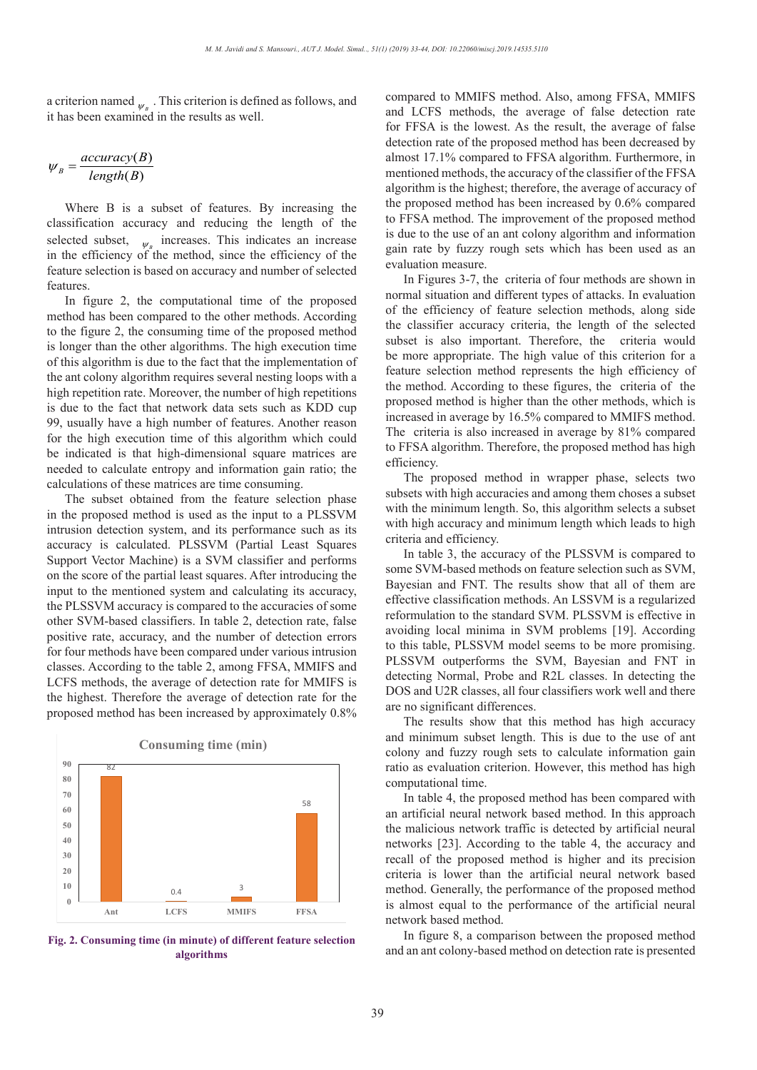a criterion named $\psi_B$. This criterion is defined as follows, and it has been examined in the results as well.

$$\psi_B = \frac{accuracy(B)}{length(B)}$$

Where B is a subset of features. By increasing the classification accuracy and reducing the length of the selected subset, $\psi_B$ increases. This indicates an increase in the efficiency of the method, since the efficiency of the feature selection is based on accuracy and number of selected features.

In figure 2, the computational time of the proposed method has been compared to the other methods. According to the figure 2, the consuming time of the proposed method is longer than the other algorithms. The high execution time of this algorithm is due to the fact that the implementation of the ant colony algorithm requires several nesting loops with a high repetition rate. Moreover, the number of high repetitions is due to the fact that network data sets such as KDD cup 99, usually have a high number of features. Another reason for the high execution time of this algorithm which could be indicated is that high-dimensional square matrices are needed to calculate entropy and information gain ratio; the calculations of these matrices are time consuming.

The subset obtained from the feature selection phase in the proposed method is used as the input to a PLSSVM intrusion detection system, and its performance such as its accuracy is calculated. PLSSVM (Partial Least Squares Support Vector Machine) is a SVM classifier and performs on the score of the partial least squares. After introducing the input to the mentioned system and calculating its accuracy, the PLSSVM accuracy is compared to the accuracies of some other SVM-based classifiers. In table 2, detection rate, false positive rate, accuracy, and the number of detection errors for four methods have been compared under various intrusion classes. According to the table 2, among FFSA, MMIFS and LCFS methods, the average of detection rate for MMIFS is the highest. Therefore the average of detection rate for the proposed method has been increased by approximately 0.8%

Consuming time (min)

| | Ant | LCFS | MMIFS | FFSA |
|---|---|---|---|---|
| Consuming time (min) | 82 | 0.4 | 3 | 58 |

Fig. 2. Consuming time (in minute) of different feature selection algorithms

compared to MMIFS method. Also, among FFSA, MMIFS and LCFS methods, the average of false detection rate for FFSA is the lowest. As the result, the average of false detection rate of the proposed method has been decreased by almost 17.1% compared to FFSA algorithm. Furthermore, in mentioned methods, the accuracy of the classifier of the FFSA algorithm is the highest; therefore, the average of accuracy of the proposed method has been increased by 0.6% compared to FFSA method. The improvement of the proposed method is due to the use of an ant colony algorithm and information gain rate by fuzzy rough sets which has been used as an evaluation measure.

In Figures 3-7, the criteria of four methods are shown in normal situation and different types of attacks. In evaluation of the efficiency of feature selection methods, along side the classifier accuracy criteria, the length of the selected subset is also important. Therefore, the criteria would be more appropriate. The high value of this criterion for a feature selection method represents the high efficiency of the method. According to these figures, the criteria of the proposed method is higher than the other methods, which is increased in average by 16.5% compared to MMIFS method. The criteria is also increased in average by 81% compared to FFSA algorithm. Therefore, the proposed method has high efficiency.

The proposed method in wrapper phase, selects two subsets with high accuracies and among them choses a subset with the minimum length. So, this algorithm selects a subset with high accuracy and minimum length which leads to high criteria and efficiency.

In table 3, the accuracy of the PLSSVM is compared to some SVM-based methods on feature selection such as SVM, Bayesian and FNT. The results show that all of them are effective classification methods. An LSSVM is a regularized reformulation to the standard SVM. PLSSVM is effective in avoiding local minima in SVM problems [19]. According to this table, PLSSVM model seems to be more promising. PLSSVM outperforms the SVM, Bayesian and FNT in detecting Normal, Probe and R2L classes. In detecting the DOS and U2R classes, all four classifiers work well and there are no significant differences.

The results show that this method has high accuracy and minimum subset length. This is due to the use of ant colony and fuzzy rough sets to calculate information gain ratio as evaluation criterion. However, this method has high computational time.

In table 4, the proposed method has been compared with an artificial neural network based method. In this approach the malicious network traffic is detected by artificial neural networks [23]. According to the table 4, the accuracy and recall of the proposed method is higher and its precision criteria is lower than the artificial neural network based method. Generally, the performance of the proposed method is almost equal to the performance of the artificial neural network based method.

In figure 8, a comparison between the proposed method and an ant colony-based method on detection rate is presented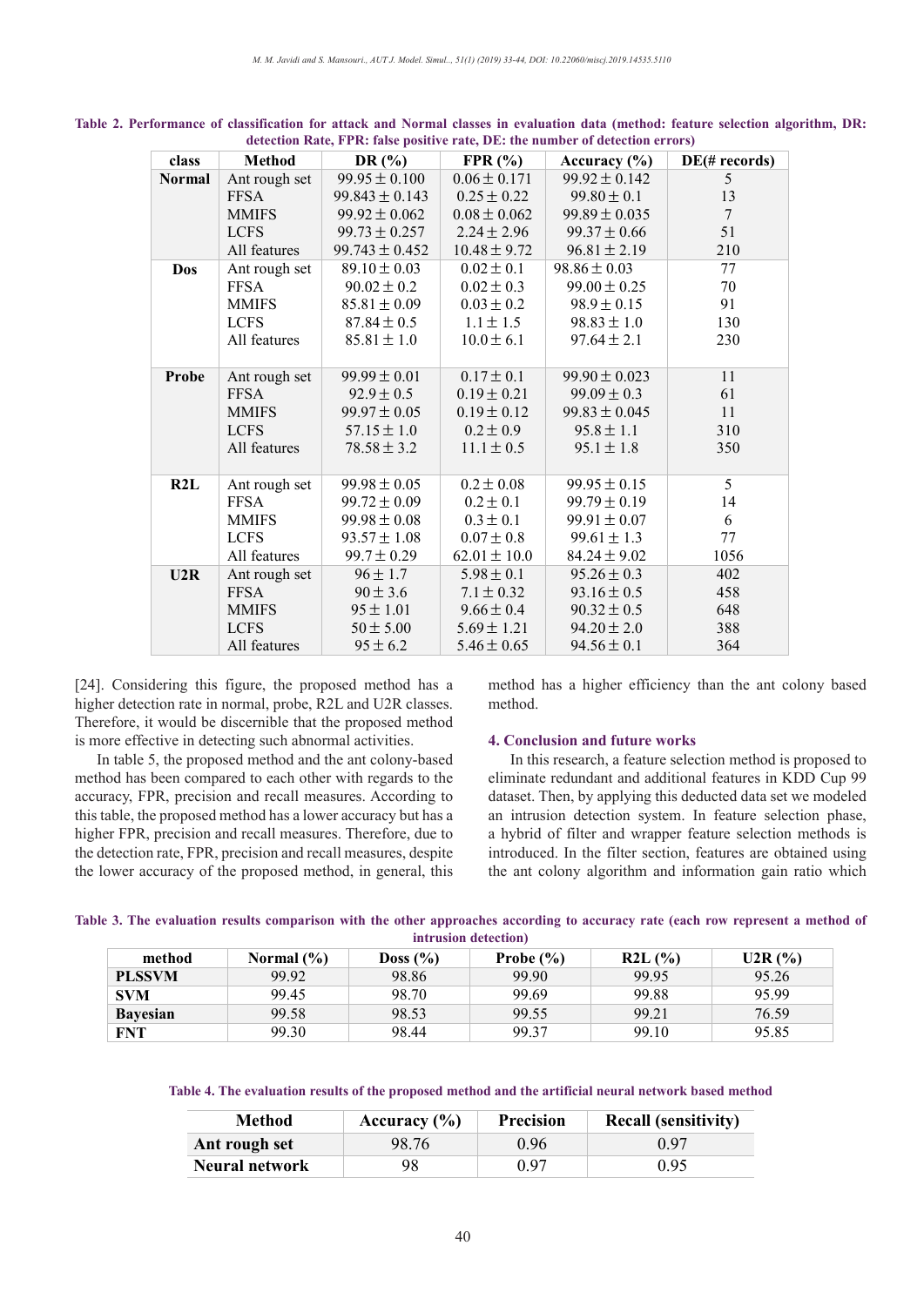**Table 2. Performance of classification for attack and Normal classes in evaluation data (method: feature selection algorithm, DR: detection Rate, FPR: false positive rate, DE: the number of detection errors)**

| class | Method | DR (%) | FPR (%) | Accuracy (%) | DE(# records) |
|---|---|---|---|---|---|
| **Normal** | Ant rough set | $99.95 \pm 0.100$ | $0.06 \pm 0.171$ | $99.92 \pm 0.142$ | 5 |
| | FFSA | $99.843 \pm 0.143$ | $0.25 \pm 0.22$ | $99.80 \pm 0.1$ | 13 |
| | MMIFS | $99.92 \pm 0.062$ | $0.08 \pm 0.062$ | $99.89 \pm 0.035$ | 7 |
| | LCFS | $99.73 \pm 0.257$ | $2.24 \pm 2.96$ | $99.37 \pm 0.66$ | 51 |
| | All features | $99.743 \pm 0.452$ | $10.48 \pm 9.72$ | $96.81 \pm 2.19$ | 210 |
| **Dos** | Ant rough set | $89.10 \pm 0.03$ | $0.02 \pm 0.1$ | $98.86 \pm 0.03$ | 77 |
| | FFSA | $90.02 \pm 0.2$ | $0.02 \pm 0.3$ | $99.00 \pm 0.25$ | 70 |
| | MMIFS | $85.81 \pm 0.09$ | $0.03 \pm 0.2$ | $98.9 \pm 0.15$ | 91 |
| | LCFS | $87.84 \pm 0.5$ | $1.1 \pm 1.5$ | $98.83 \pm 1.0$ | 130 |
| | All features | $85.81 \pm 1.0$ | $10.0 \pm 6.1$ | $97.64 \pm 2.1$ | 230 |
| **Probe** | Ant rough set | $99.99 \pm 0.01$ | $0.17 \pm 0.1$ | $99.90 \pm 0.023$ | 11 |
| | FFSA | $92.9 \pm 0.5$ | $0.19 \pm 0.21$ | $99.09 \pm 0.3$ | 61 |
| | MMIFS | $99.97 \pm 0.05$ | $0.19 \pm 0.12$ | $99.83 \pm 0.045$ | 11 |
| | LCFS | $57.15 \pm 1.0$ | $0.2 \pm 0.9$ | $95.8 \pm 1.1$ | 310 |
| | All features | $78.58 \pm 3.2$ | $11.1 \pm 0.5$ | $95.1 \pm 1.8$ | 350 |
| **R2L** | Ant rough set | $99.98 \pm 0.05$ | $0.2 \pm 0.08$ | $99.95 \pm 0.15$ | 5 |
| | FFSA | $99.72 \pm 0.09$ | $0.2 \pm 0.1$ | $99.79 \pm 0.19$ | 14 |
| | MMIFS | $99.98 \pm 0.08$ | $0.3 \pm 0.1$ | $99.91 \pm 0.07$ | 6 |
| | LCFS | $93.57 \pm 1.08$ | $0.07 \pm 0.8$ | $99.61 \pm 1.3$ | 77 |
| | All features | $99.7 \pm 0.29$ | $62.01 \pm 10.0$ | $84.24 \pm 9.02$ | 1056 |
| **U2R** | Ant rough set | $96 \pm 1.7$ | $5.98 \pm 0.1$ | $95.26 \pm 0.3$ | 402 |
| | FFSA | $90 \pm 3.6$ | $7.1 \pm 0.32$ | $93.16 \pm 0.5$ | 458 |
| | MMIFS | $95 \pm 1.01$ | $9.66 \pm 0.4$ | $90.32 \pm 0.5$ | 648 |
| | LCFS | $50 \pm 5.00$ | $5.69 \pm 1.21$ | $94.20 \pm 2.0$ | 388 |
| | All features | $95 \pm 6.2$ | $5.46 \pm 0.65$ | $94.56 \pm 0.1$ | 364 |

[24]. Considering this figure, the proposed method has a higher detection rate in normal, probe, R2L and U2R classes. Therefore, it would be discernible that the proposed method is more effective in detecting such abnormal activities.

In table 5, the proposed method and the ant colony-based method has been compared to each other with regards to the accuracy, FPR, precision and recall measures. According to this table, the proposed method has a lower accuracy but has a higher FPR, precision and recall measures. Therefore, due to the detection rate, FPR, precision and recall measures, despite the lower accuracy of the proposed method, in general, this method has a higher efficiency than the ant colony based method.

## 4. Conclusion and future works

In this research, a feature selection method is proposed to eliminate redundant and additional features in KDD Cup 99 dataset. Then, by applying this deducted data set we modeled an intrusion detection system. In feature selection phase, a hybrid of filter and wrapper feature selection methods is introduced. In the filter section, features are obtained using the ant colony algorithm and information gain ratio which

**Table 3. The evaluation results comparison with the other approaches according to accuracy rate (each row represent a method of intrusion detection)**

| method | Normal (%) | Doss (%) | Probe (%) | R2L (%) | U2R (%) |
|---|---|---|---|---|---|
| **PLSSVM** | 99.92 | 98.86 | 99.90 | 99.95 | 95.26 |
| **SVM** | 99.45 | 98.70 | 99.69 | 99.88 | 95.99 |
| **Bayesian** | 99.58 | 98.53 | 99.55 | 99.21 | 76.59 |
| **FNT** | 99.30 | 98.44 | 99.37 | 99.10 | 95.85 |

**Table 4. The evaluation results of the proposed method and the artificial neural network based method**

| Method | Accuracy (%) | Precision | Recall (sensitivity) |
|---|---|---|---|
| **Ant rough set** | 98.76 | 0.96 | 0.97 |
| **Neural network** | 98 | 0.97 | 0.95 |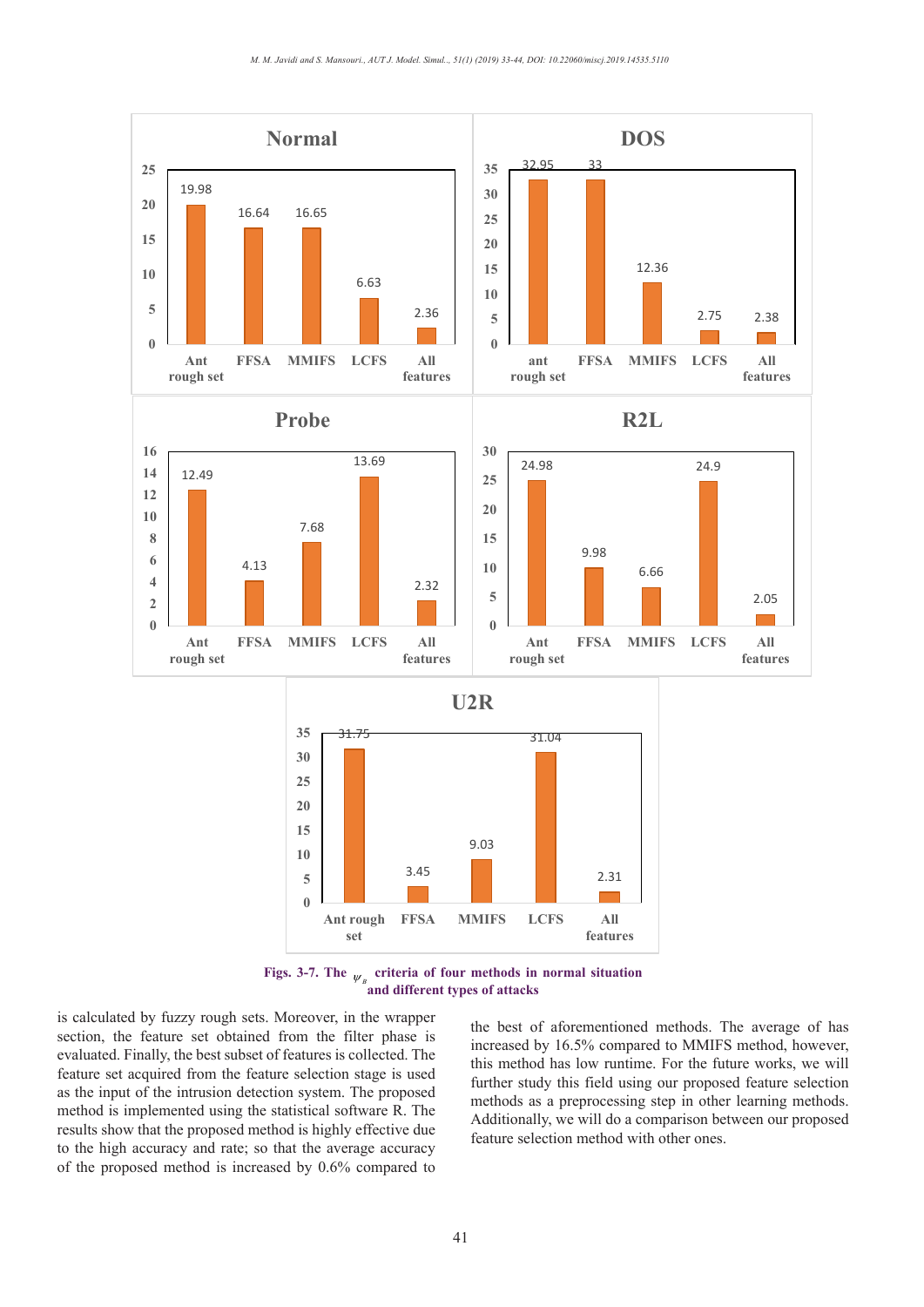**Normal**

| | Ant rough set | FFSA | MMIFS | LCFS | All features |
|---|---|---|---|---|---|
| Value | 19.98 | 16.64 | 16.65 | 6.63 | 2.36 |

**DOS**

| | ant rough set | FFSA | MMIFS | LCFS | All features |
|---|---|---|---|---|---|
| Value | 32.95 | 33 | 12.36 | 2.75 | 2.38 |

**Probe**

| | Ant rough set | FFSA | MMIFS | LCFS | All features |
|---|---|---|---|---|---|
| Value | 12.49 | 4.13 | 7.68 | 13.69 | 2.32 |

**R2L**

| | Ant rough set | FFSA | MMIFS | LCFS | All features |
|---|---|---|---|---|---|
| Value | 24.98 | 9.98 | 6.66 | 24.9 | 2.05 |

**U2R**

| | Ant rough set | FFSA | MMIFS | LCFS | All features |
|---|---|---|---|---|---|
| Value | 31.75 | 3.45 | 9.03 | 31.04 | 2.31 |

**Figs. 3-7. The $\psi_B$ criteria of four methods in normal situation and different types of attacks**

is calculated by fuzzy rough sets. Moreover, in the wrapper section, the feature set obtained from the filter phase is evaluated. Finally, the best subset of features is collected. The feature set acquired from the feature selection stage is used as the input of the intrusion detection system. The proposed method is implemented using the statistical software R. The results show that the proposed method is highly effective due to the high accuracy and rate; so that the average accuracy of the proposed method is increased by 0.6% compared to the best of aforementioned methods. The average of has increased by 16.5% compared to MMIFS method, however, this method has low runtime. For the future works, we will further study this field using our proposed feature selection methods as a preprocessing step in other learning methods. Additionally, we will do a comparison between our proposed feature selection method with other ones.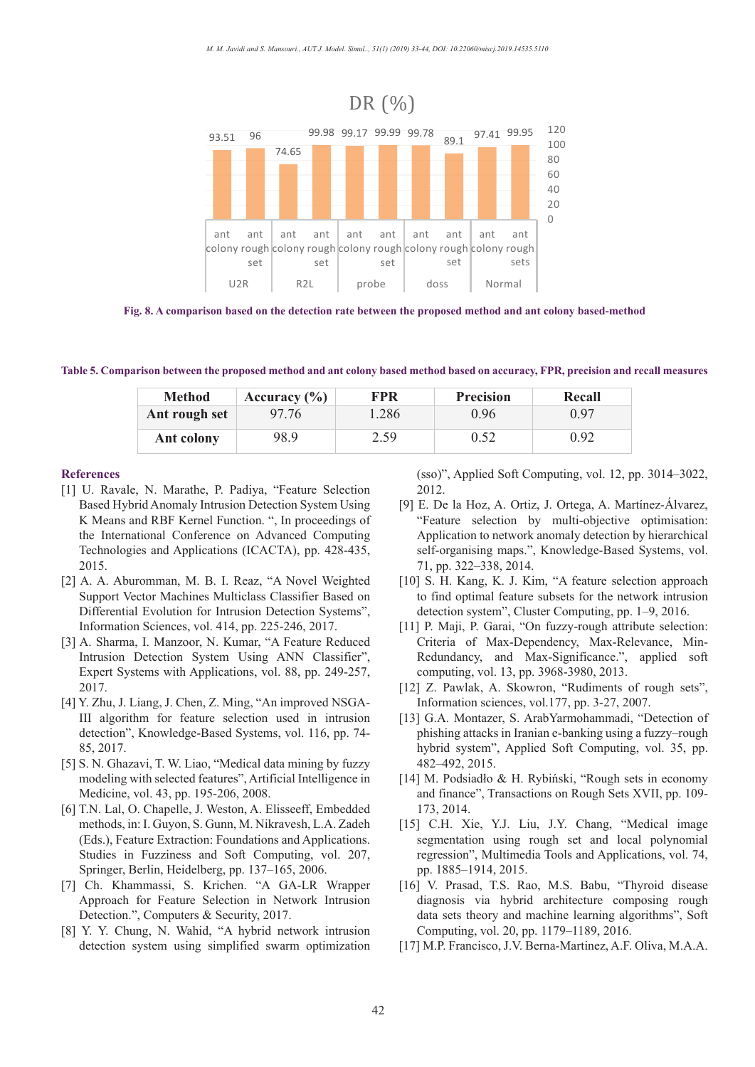Fig. 8. A comparison based on the detection rate between the proposed method and ant colony based-method

Table 5. Comparison between the proposed method and ant colony based method based on accuracy, FPR, precision and recall measures

| Method | Accuracy (%) | FPR | Precision | Recall |
|---|---|---|---|---|
| Ant rough set | 97.76 | 1.286 | 0.96 | 0.97 |
| Ant colony | 98.9 | 2.59 | 0.52 | 0.92 |

## References

[1] U. Ravale, N. Marathe, P. Padiya, "Feature Selection Based Hybrid Anomaly Intrusion Detection System Using K Means and RBF Kernel Function. ", In proceedings of the International Conference on Advanced Computing Technologies and Applications (ICACTA), pp. 428-435, 2015.

[2] A. A. Aburomman, M. B. I. Reaz, "A Novel Weighted Support Vector Machines Multiclass Classifier Based on Differential Evolution for Intrusion Detection Systems", Information Sciences, vol. 414, pp. 225-246, 2017.

[3] A. Sharma, I. Manzoor, N. Kumar, "A Feature Reduced Intrusion Detection System Using ANN Classifier", Expert Systems with Applications, vol. 88, pp. 249-257, 2017.

[4] Y. Zhu, J. Liang, J. Chen, Z. Ming, "An improved NSGA-III algorithm for feature selection used in intrusion detection", Knowledge-Based Systems, vol. 116, pp. 74-85, 2017.

[5] S. N. Ghazavi, T. W. Liao, "Medical data mining by fuzzy modeling with selected features", Artificial Intelligence in Medicine, vol. 43, pp. 195-206, 2008.

[6] T.N. Lal, O. Chapelle, J. Weston, A. Elisseeff, Embedded methods, in: I. Guyon, S. Gunn, M. Nikravesh, L.A. Zadeh (Eds.), Feature Extraction: Foundations and Applications. Studies in Fuzziness and Soft Computing, vol. 207, Springer, Berlin, Heidelberg, pp. 137–165, 2006.

[7] Ch. Khammassi, S. Krichen. "A GA-LR Wrapper Approach for Feature Selection in Network Intrusion Detection.", Computers & Security, 2017.

[8] Y. Y. Chung, N. Wahid, "A hybrid network intrusion detection system using simplified swarm optimization (sso)", Applied Soft Computing, vol. 12, pp. 3014–3022, 2012.

[9] E. De la Hoz, A. Ortiz, J. Ortega, A. Martínez-Álvarez, "Feature selection by multi-objective optimisation: Application to network anomaly detection by hierarchical self-organising maps.", Knowledge-Based Systems, vol. 71, pp. 322–338, 2014.

[10] S. H. Kang, K. J. Kim, "A feature selection approach to find optimal feature subsets for the network intrusion detection system", Cluster Computing, pp. 1–9, 2016.

[11] P. Maji, P. Garai, "On fuzzy-rough attribute selection: Criteria of Max-Dependency, Max-Relevance, Min-Redundancy, and Max-Significance.", applied soft computing, vol. 13, pp. 3968-3980, 2013.

[12] Z. Pawlak, A. Skowron, "Rudiments of rough sets", Information sciences, vol.177, pp. 3-27, 2007.

[13] G.A. Montazer, S. ArabYarmohammadi, "Detection of phishing attacks in Iranian e-banking using a fuzzy–rough hybrid system", Applied Soft Computing, vol. 35, pp. 482–492, 2015.

[14] M. Podsiadło & H. Rybiński, "Rough sets in economy and finance", Transactions on Rough Sets XVII, pp. 109-173, 2014.

[15] C.H. Xie, Y.J. Liu, J.Y. Chang, "Medical image segmentation using rough set and local polynomial regression", Multimedia Tools and Applications, vol. 74, pp. 1885–1914, 2015.

[16] V. Prasad, T.S. Rao, M.S. Babu, "Thyroid disease diagnosis via hybrid architecture composing rough data sets theory and machine learning algorithms", Soft Computing, vol. 20, pp. 1179–1189, 2016.

[17] M.P. Francisco, J.V. Berna-Martinez, A.F. Oliva, M.A.A.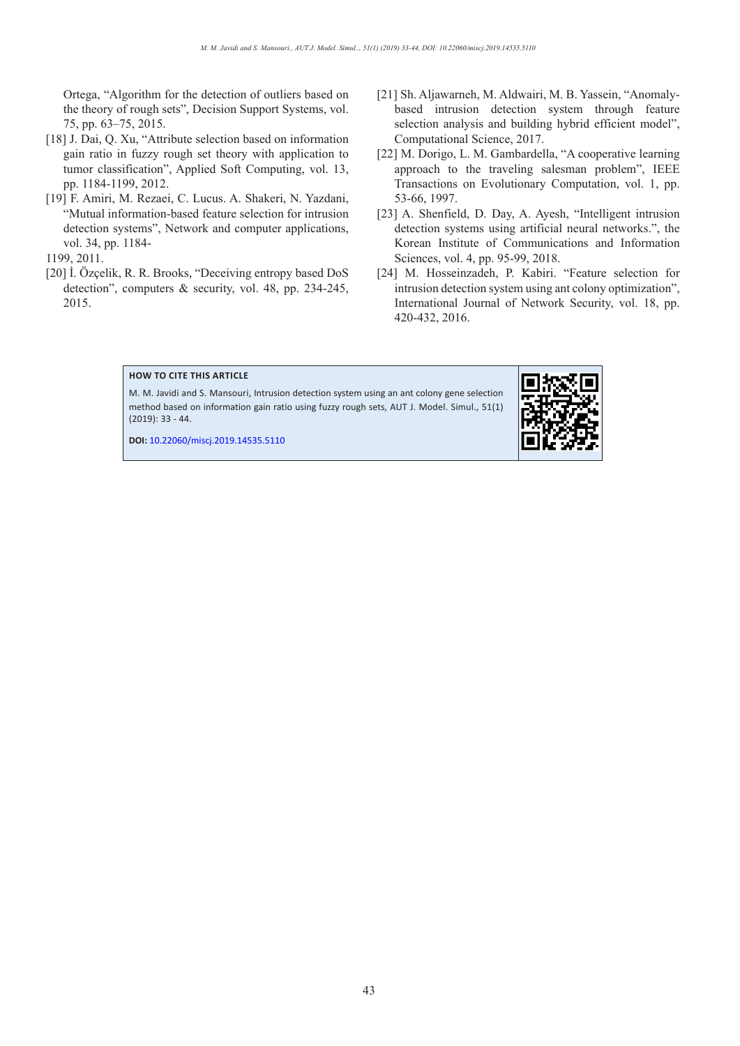Ortega, "Algorithm for the detection of outliers based on the theory of rough sets", Decision Support Systems, vol. 75, pp. 63–75, 2015.

[18] J. Dai, Q. Xu, "Attribute selection based on information gain ratio in fuzzy rough set theory with application to tumor classification", Applied Soft Computing, vol. 13, pp. 1184-1199, 2012.

[19] F. Amiri, M. Rezaei, C. Lucus. A. Shakeri, N. Yazdani, "Mutual information-based feature selection for intrusion detection systems", Network and computer applications, vol. 34, pp. 1184-
1199, 2011.

[20] İ. Özçelik, R. R. Brooks, "Deceiving entropy based DoS detection", computers & security, vol. 48, pp. 234-245, 2015.

[21] Sh. Aljawarneh, M. Aldwairi, M. B. Yassein, "Anomaly-based intrusion detection system through feature selection analysis and building hybrid efficient model", Computational Science, 2017.

[22] M. Dorigo, L. M. Gambardella, "A cooperative learning approach to the traveling salesman problem", IEEE Transactions on Evolutionary Computation, vol. 1, pp. 53-66, 1997.

[23] A. Shenfield, D. Day, A. Ayesh, "Intelligent intrusion detection systems using artificial neural networks.", the Korean Institute of Communications and Information Sciences, vol. 4, pp. 95-99, 2018.

[24] M. Hosseinzadeh, P. Kabiri. "Feature selection for intrusion detection system using ant colony optimization", International Journal of Network Security, vol. 18, pp. 420-432, 2016.

**HOW TO CITE THIS ARTICLE**

M. M. Javidi and S. Mansouri, Intrusion detection system using an ant colony gene selection method based on information gain ratio using fuzzy rough sets, AUT J. Model. Simul., 51(1) (2019): 33 - 44.

**DOI:** 10.22060/miscj.2019.14535.5110